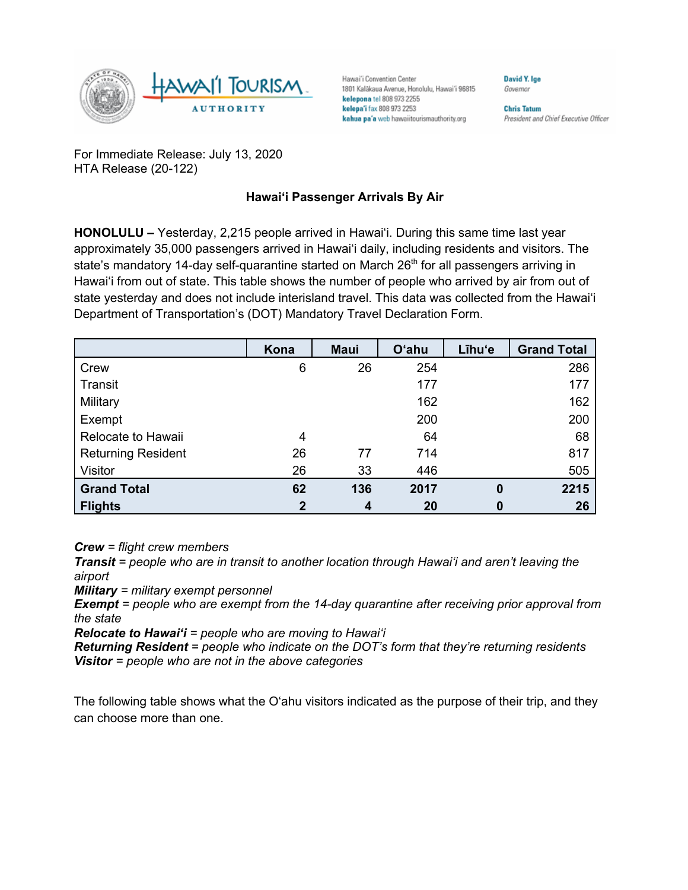Hawai'i Convention Center
1801 Kalākaua Avenue, Honolulu, Hawai'i 96815
**kelepona** tel 808 973 2255
**kelepa'i** fax 808 973 2253
**kahua pa'a** web hawaiitourismauthority.org

**David Y. Ige**
*Governor*

**Chris Tatum**
*President and Chief Executive Officer*

For Immediate Release: July 13, 2020
HTA Release (20-122)

## Hawaiʻi Passenger Arrivals By Air

**HONOLULU –** Yesterday, 2,215 people arrived in Hawaiʻi. During this same time last year approximately 35,000 passengers arrived in Hawaiʻi daily, including residents and visitors. The state's mandatory 14-day self-quarantine started on March 26th for all passengers arriving in Hawaiʻi from out of state. This table shows the number of people who arrived by air from out of state yesterday and does not include interisland travel. This data was collected from the Hawaiʻi Department of Transportation's (DOT) Mandatory Travel Declaration Form.

| | Kona | Maui | Oʻahu | Līhuʻe | Grand Total |
|---|---|---|---|---|---|
| Crew | 6 | 26 | 254 | | 286 |
| Transit | | | 177 | | 177 |
| Military | | | 162 | | 162 |
| Exempt | | | 200 | | 200 |
| Relocate to Hawaii | 4 | | 64 | | 68 |
| Returning Resident | 26 | 77 | 714 | | 817 |
| Visitor | 26 | 33 | 446 | | 505 |
| **Grand Total** | **62** | **136** | **2017** | **0** | **2215** |
| **Flights** | **2** | **4** | **20** | **0** | **26** |

***Crew*** *= flight crew members*
***Transit*** *= people who are in transit to another location through Hawaiʻi and aren't leaving the airport*
***Military*** *= military exempt personnel*
***Exempt*** *= people who are exempt from the 14-day quarantine after receiving prior approval from the state*
***Relocate to Hawaiʻi*** *= people who are moving to Hawaiʻi*
***Returning Resident*** *= people who indicate on the DOT's form that they're returning residents*
***Visitor*** *= people who are not in the above categories*

The following table shows what the Oʻahu visitors indicated as the purpose of their trip, and they can choose more than one.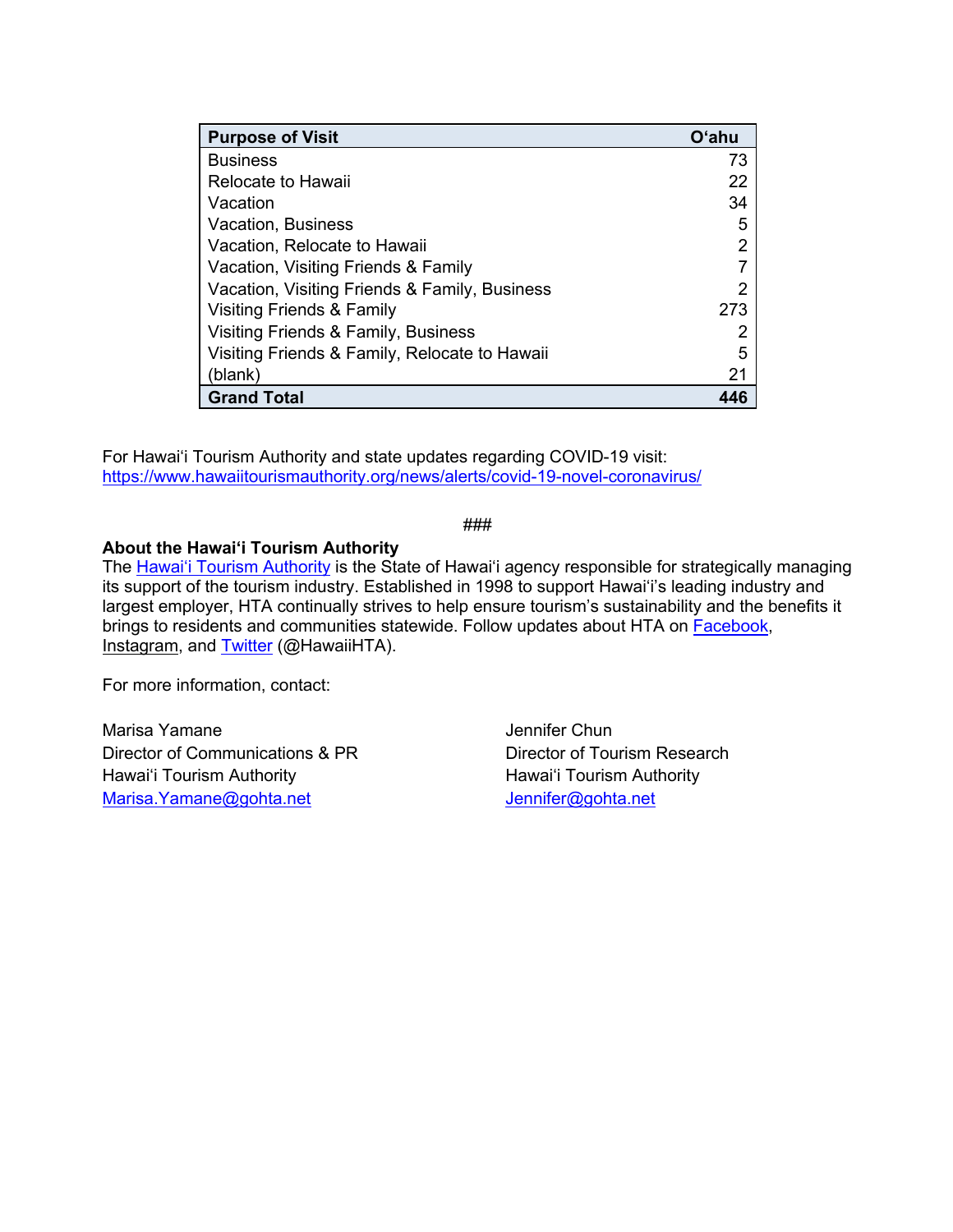| Purpose of Visit | O‘ahu |
| --- | --- |
| Business | 73 |
| Relocate to Hawaii | 22 |
| Vacation | 34 |
| Vacation, Business | 5 |
| Vacation, Relocate to Hawaii | 2 |
| Vacation, Visiting Friends & Family | 7 |
| Vacation, Visiting Friends & Family, Business | 2 |
| Visiting Friends & Family | 273 |
| Visiting Friends & Family, Business | 2 |
| Visiting Friends & Family, Relocate to Hawaii | 5 |
| (blank) | 21 |
| **Grand Total** | **446** |

For Hawai‘i Tourism Authority and state updates regarding COVID-19 visit:
https://www.hawaiitourismauthority.org/news/alerts/covid-19-novel-coronavirus/

###

**About the Hawai‘i Tourism Authority**

The Hawai‘i Tourism Authority is the State of Hawai‘i agency responsible for strategically managing its support of the tourism industry. Established in 1998 to support Hawai‘i's leading industry and largest employer, HTA continually strives to help ensure tourism's sustainability and the benefits it brings to residents and communities statewide. Follow updates about HTA on Facebook, Instagram, and Twitter (@HawaiiHTA).

For more information, contact:

Marisa Yamane
Director of Communications & PR
Hawai‘i Tourism Authority
Marisa.Yamane@gohta.net

Jennifer Chun
Director of Tourism Research
Hawai‘i Tourism Authority
Jennifer@gohta.net